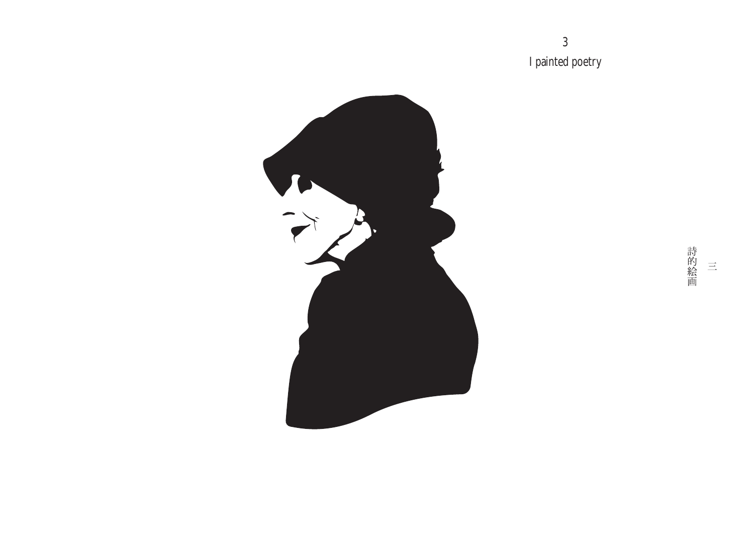# 3

## I painted poetry

三

詩的絵画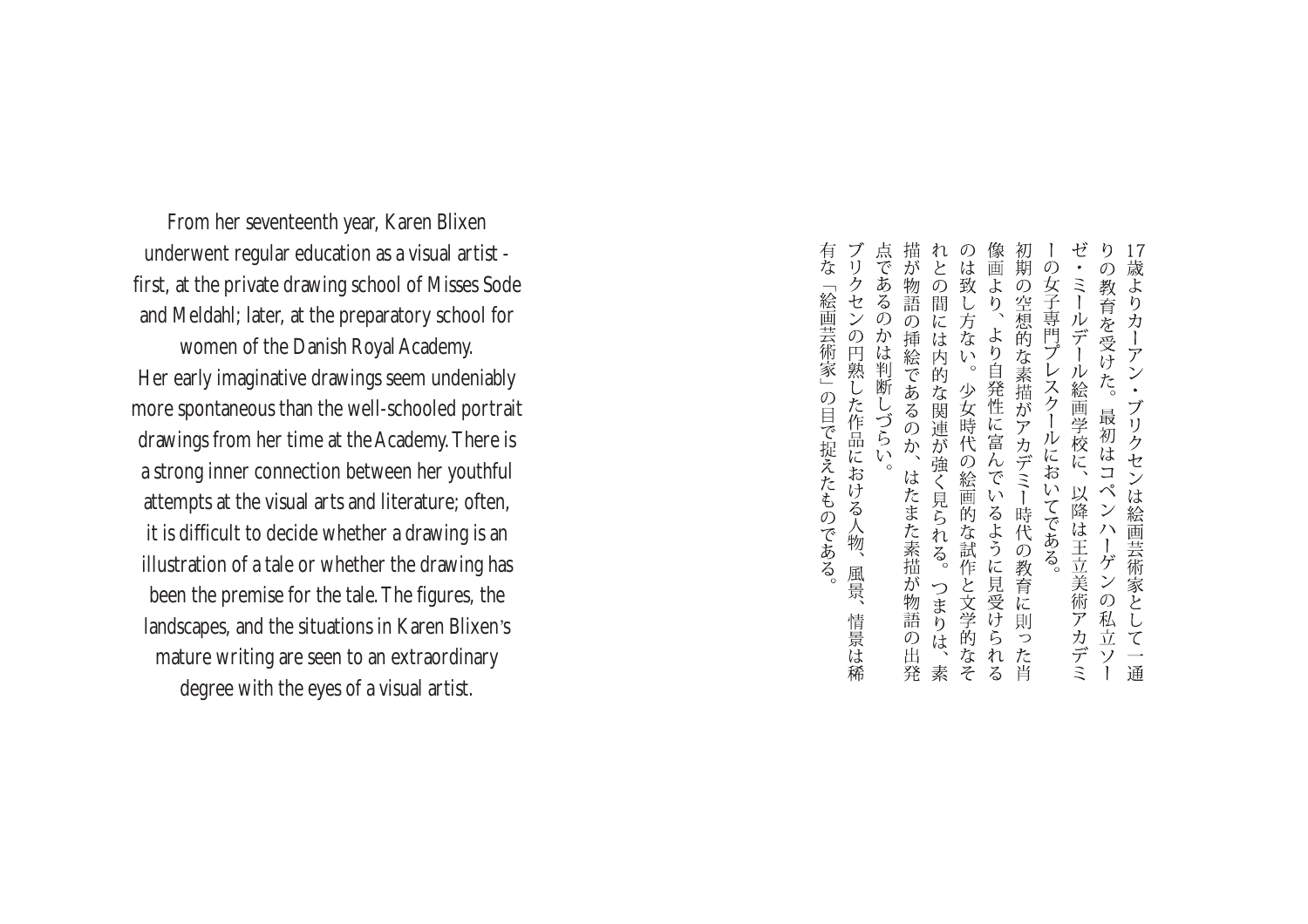From her seventeenth year, Karen Blixen underwent regular education as a visual artist - first, at the private drawing school of Misses Sode and Meldahl; later, at the preparatory school for women of the Danish Royal Academy.

Her early imaginative drawings seem undeniably more spontaneous than the well-schooled portrait drawings from her time at the Academy. There is a strong inner connection between her youthful attempts at the visual arts and literature; often, it is difficult to decide whether a drawing is an illustration of a tale or whether the drawing has been the premise for the tale. The figures, the landscapes, and the situations in Karen Blixen's mature writing are seen to an extraordinary degree with the eyes of a visual artist.

17歳よりカーアン・ブリクセンは絵画芸術家として一通りの教育を受けた。最初はコペンハーゲンの私立ソーゼ・ミールデール絵画学校に、以降は王立美術アカデミーの女子専門プレスクールにおいてである。

初期の空想的な素描がアカデミー時代の教育に則った肖像画より、より自発性に富んでいるように見受けられるのは致し方ない。少女時代の絵画的な試作と文学的なそれとの間には内的な関連が強く見られる。つまりは、素描が物語の挿絵であるのか、はたまた素描が物語の出発点であるのかは判断しづらい。

ブリクセンの円熟した作品における人物、風景、情景は稀有な「絵画芸術家」の目で捉えたものである。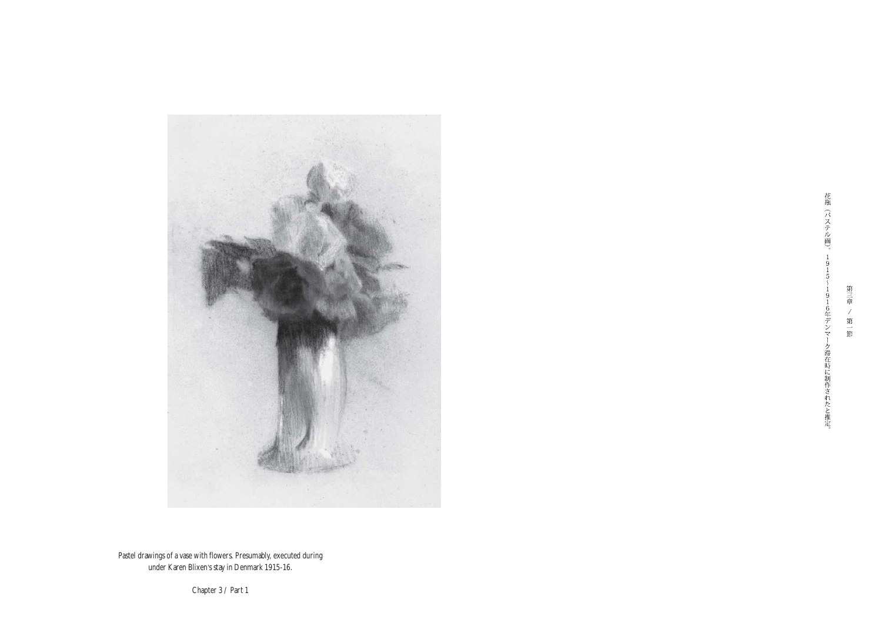Pastel drawings of a vase with flowers. Presumably, executed during under Karen Blixen's stay in Denmark 1915-16.

Chapter 3 / Part 1

花瓶（パステル画）。1915〜1916年デンマーク滞在時に制作されたと推定。

第三章 / 第一節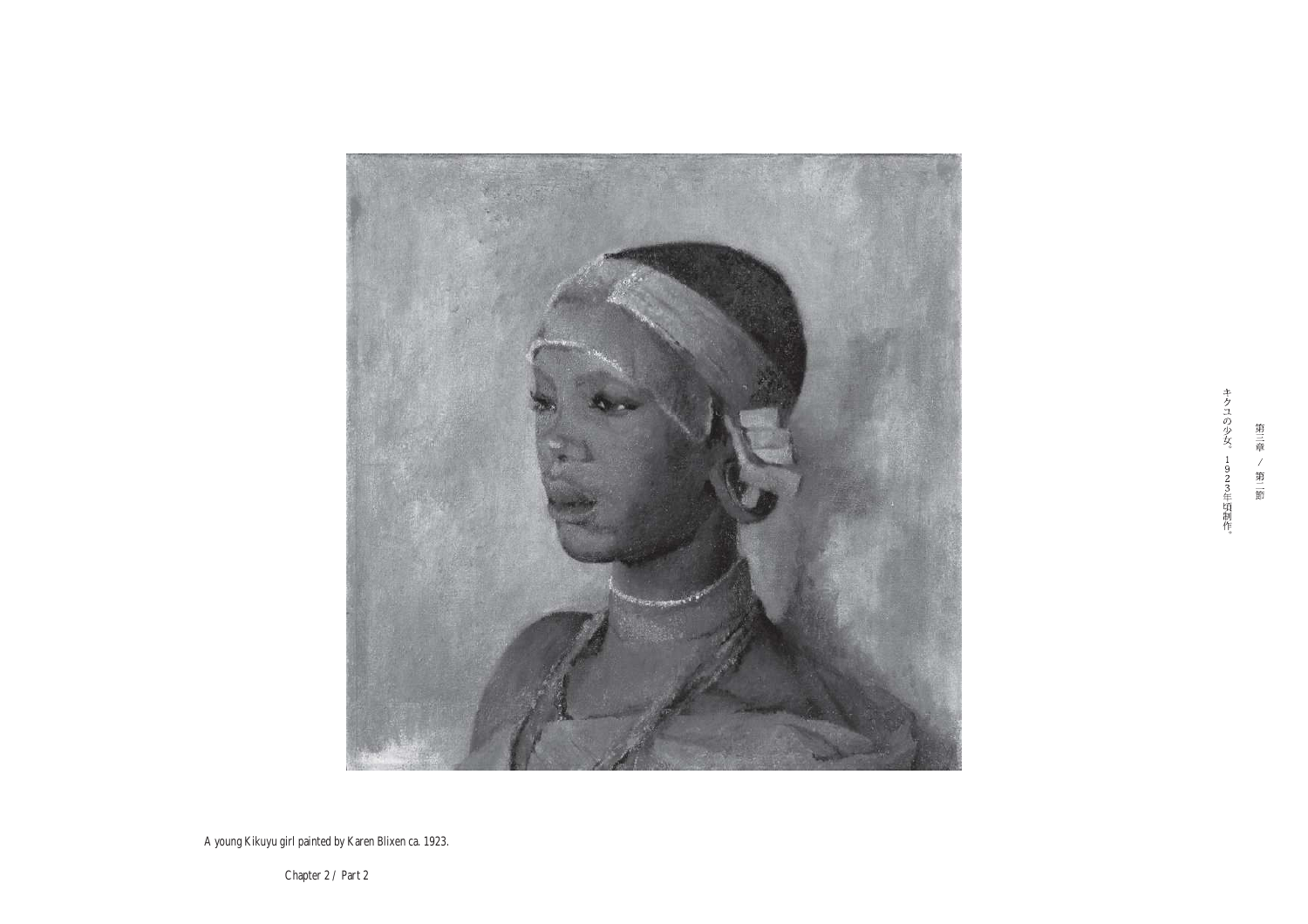A young Kikuyu girl painted by Karen Blixen ca. 1923.

キクユの少女。1923年頃制作。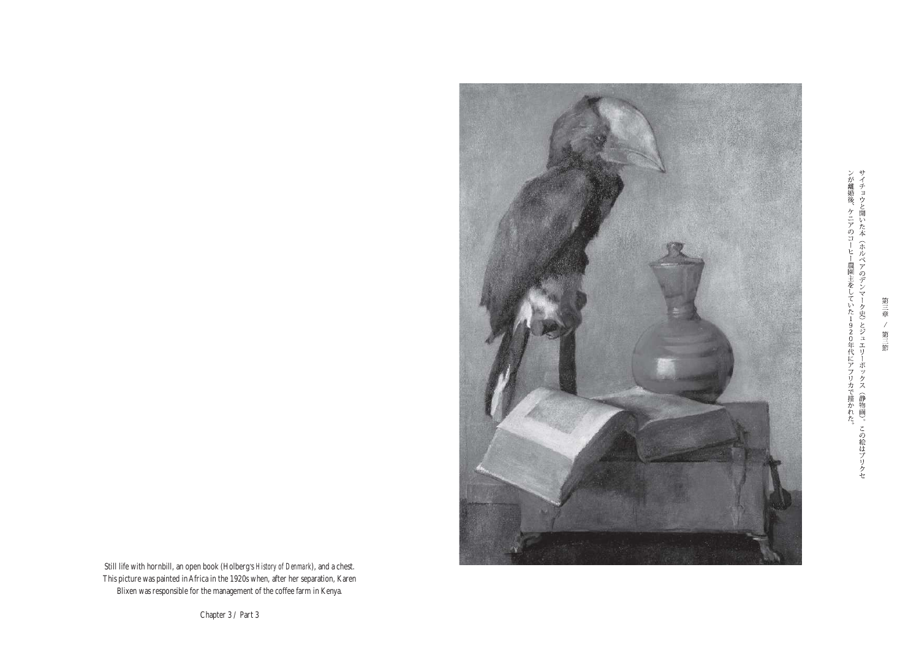第三章 / 第三節

サイチョウと開いた本（ホルベアのデンマーク史）とジュエリーボックス（静物画）。この絵はブリクセンが離婚後、ケニアのコーヒー農園主をしていた１９２０年代にアフリカで描かれた。

Still life with hornbill, an open book (Holberg's *History of Denmark*), and a chest. This picture was painted in Africa in the 1920s when, after her separation, Karen Blixen was responsible for the management of the coffee farm in Kenya.

Chapter 3 / Part 3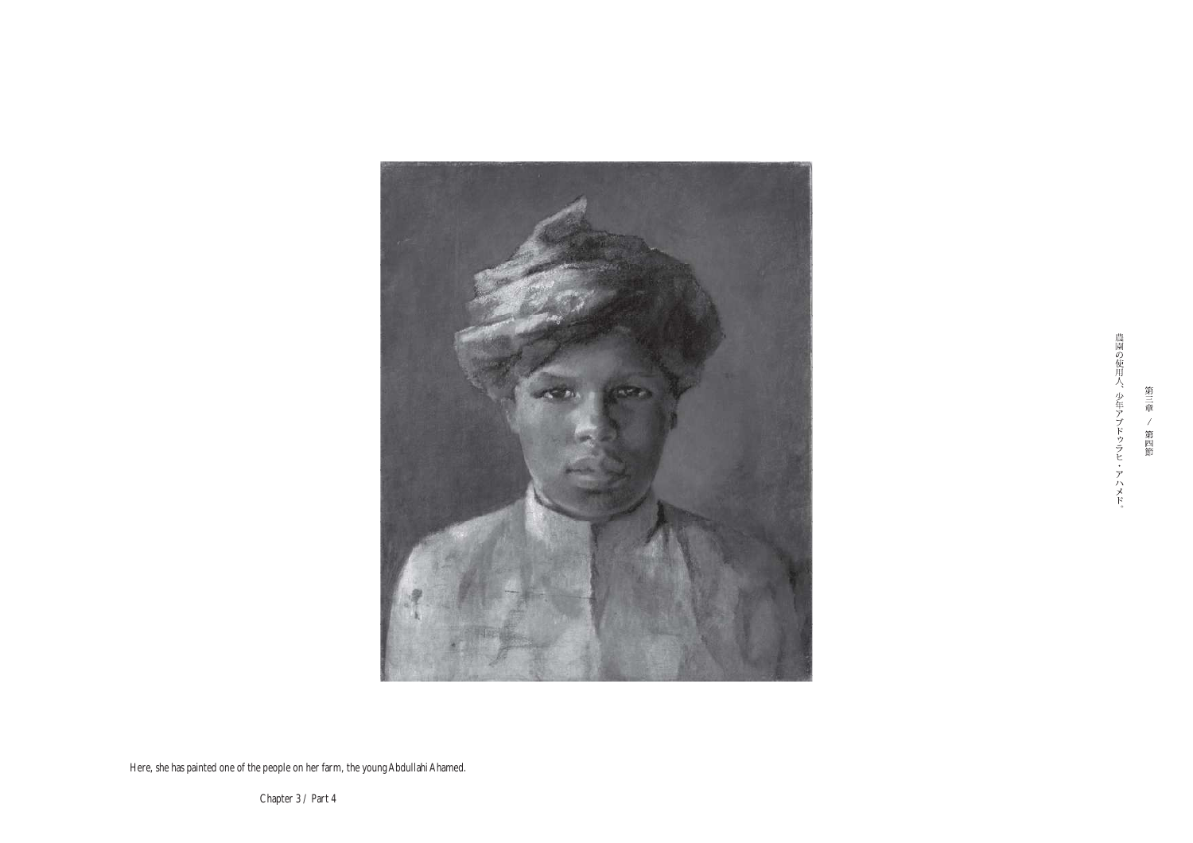農園の使用人、少年アブドゥラヒ・アハメド。

第三章 / 第四節

Here, she has painted one of the people on her farm, the young Abdullahi Ahamed.

Chapter 3 / Part 4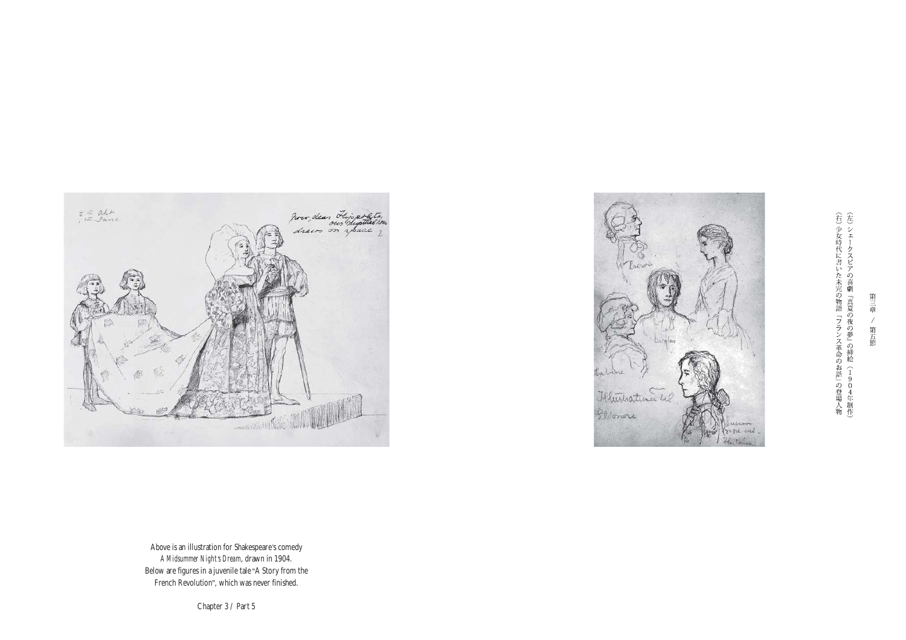（左）シェークスピアの喜劇『真夏の夜の夢』の挿絵（１９０４年制作）
（右）少女時代に書いた未完の物語『フランス革命のお話』の登場人物

Above is an illustration for Shakespeare's comedy *A Midsummer Night's Dream*, drawn in 1904.
Below are figures in a juvenile tale "A Story from the French Revolution", which was never finished.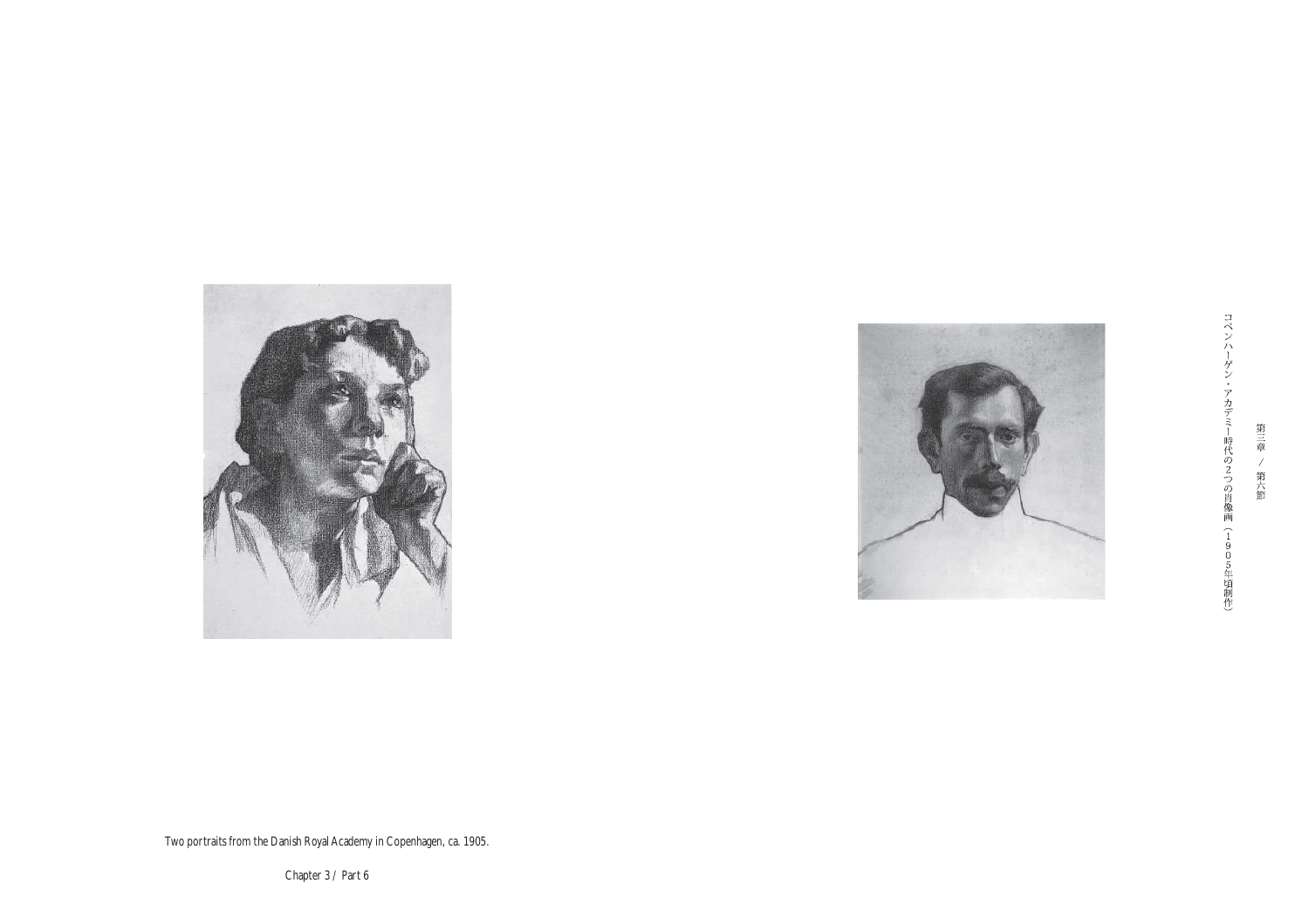コペンハーゲン・アカデミー時代の２つの肖像画（１９０５年頃制作）

第三章 ／ 第六節

Two portraits from the Danish Royal Academy in Copenhagen, ca. 1905.

Chapter 3 / Part 6